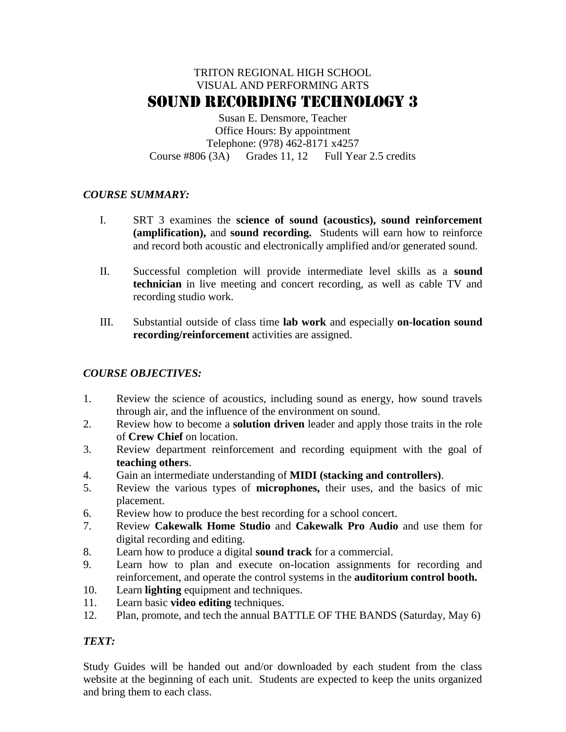TRITON REGIONAL HIGH SCHOOL
VISUAL AND PERFORMING ARTS

# SOUND RECORDING TECHNOLOGY 3

Susan E. Densmore, Teacher
Office Hours: By appointment
Telephone: (978) 462-8171 x4257
Course #806 (3A)      Grades 11, 12      Full Year 2.5 credits

## *COURSE SUMMARY:*

I. SRT 3 examines the **science of sound (acoustics), sound reinforcement (amplification),** and **sound recording.** Students will earn how to reinforce and record both acoustic and electronically amplified and/or generated sound.

II. Successful completion will provide intermediate level skills as a **sound technician** in live meeting and concert recording, as well as cable TV and recording studio work.

III. Substantial outside of class time **lab work** and especially **on-location sound recording/reinforcement** activities are assigned.

## *COURSE OBJECTIVES:*

1. Review the science of acoustics, including sound as energy, how sound travels through air, and the influence of the environment on sound.
2. Review how to become a **solution driven** leader and apply those traits in the role of **Crew Chief** on location.
3. Review department reinforcement and recording equipment with the goal of **teaching others**.
4. Gain an intermediate understanding of **MIDI (stacking and controllers)**.
5. Review the various types of **microphones,** their uses, and the basics of mic placement.
6. Review how to produce the best recording for a school concert.
7. Review **Cakewalk Home Studio** and **Cakewalk Pro Audio** and use them for digital recording and editing.
8. Learn how to produce a digital **sound track** for a commercial.
9. Learn how to plan and execute on-location assignments for recording and reinforcement, and operate the control systems in the **auditorium control booth.**
10. Learn **lighting** equipment and techniques.
11. Learn basic **video editing** techniques.
12. Plan, promote, and tech the annual BATTLE OF THE BANDS (Saturday, May 6)

## *TEXT:*

Study Guides will be handed out and/or downloaded by each student from the class website at the beginning of each unit. Students are expected to keep the units organized and bring them to each class.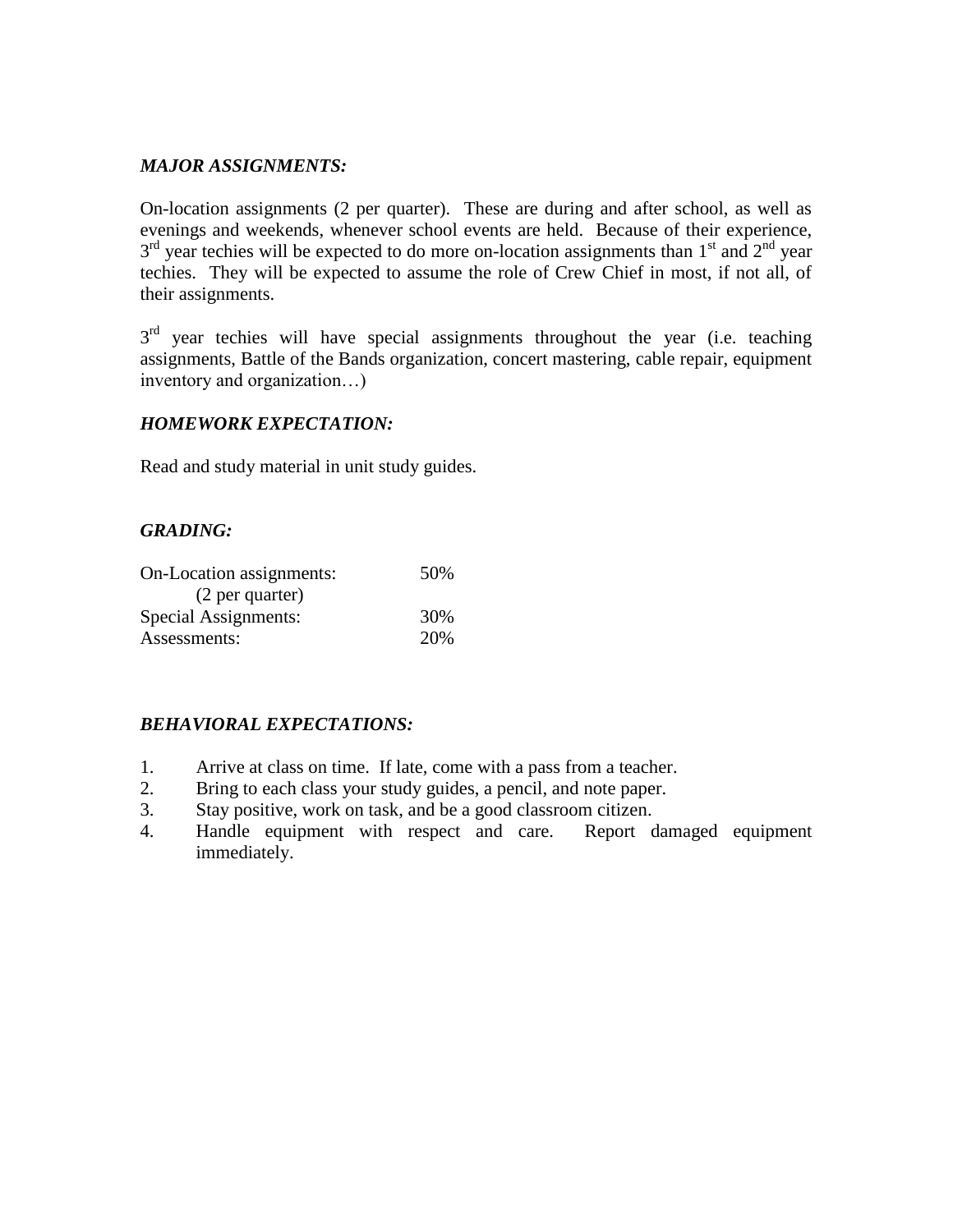### *MAJOR ASSIGNMENTS:*

On-location assignments (2 per quarter). These are during and after school, as well as evenings and weekends, whenever school events are held. Because of their experience, 3rd year techies will be expected to do more on-location assignments than 1st and 2nd year techies. They will be expected to assume the role of Crew Chief in most, if not all, of their assignments.

3rd year techies will have special assignments throughout the year (i.e. teaching assignments, Battle of the Bands organization, concert mastering, cable repair, equipment inventory and organization…)

### *HOMEWORK EXPECTATION:*

Read and study material in unit study guides.

### *GRADING:*

| | |
|---|---|
| On-Location assignments: (2 per quarter) | 50% |
| Special Assignments: | 30% |
| Assessments: | 20% |

### *BEHAVIORAL EXPECTATIONS:*

1. Arrive at class on time. If late, come with a pass from a teacher.
2. Bring to each class your study guides, a pencil, and note paper.
3. Stay positive, work on task, and be a good classroom citizen.
4. Handle equipment with respect and care. Report damaged equipment immediately.